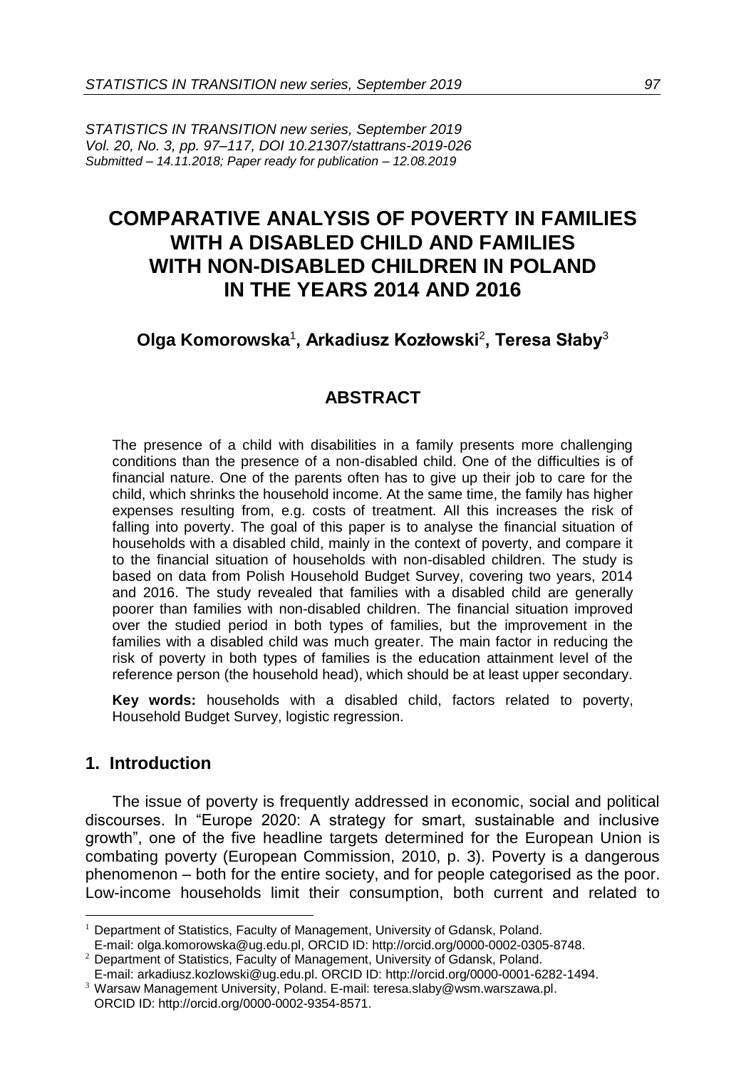*STATISTICS IN TRANSITION new series, September 2019*
*Vol. 20, No. 3, pp. 97–117, DOI 10.21307/stattrans-2019-026*
*Submitted – 14.11.2018; Paper ready for publication – 12.08.2019*

# COMPARATIVE ANALYSIS OF POVERTY IN FAMILIES WITH A DISABLED CHILD AND FAMILIES WITH NON-DISABLED CHILDREN IN POLAND IN THE YEARS 2014 AND 2016

**Olga Komorowska**[1]**, Arkadiusz Kozłowski**[2]**, Teresa Słaby**[3]

## ABSTRACT

The presence of a child with disabilities in a family presents more challenging conditions than the presence of a non-disabled child. One of the difficulties is of financial nature. One of the parents often has to give up their job to care for the child, which shrinks the household income. At the same time, the family has higher expenses resulting from, e.g. costs of treatment. All this increases the risk of falling into poverty. The goal of this paper is to analyse the financial situation of households with a disabled child, mainly in the context of poverty, and compare it to the financial situation of households with non-disabled children. The study is based on data from Polish Household Budget Survey, covering two years, 2014 and 2016. The study revealed that families with a disabled child are generally poorer than families with non-disabled children. The financial situation improved over the studied period in both types of families, but the improvement in the families with a disabled child was much greater. The main factor in reducing the risk of poverty in both types of families is the education attainment level of the reference person (the household head), which should be at least upper secondary.

**Key words:** households with a disabled child, factors related to poverty, Household Budget Survey, logistic regression.

## 1. Introduction

The issue of poverty is frequently addressed in economic, social and political discourses. In "Europe 2020: A strategy for smart, sustainable and inclusive growth", one of the five headline targets determined for the European Union is combating poverty (European Commission, 2010, p. 3). Poverty is a dangerous phenomenon – both for the entire society, and for people categorised as the poor. Low-income households limit their consumption, both current and related to

---

[1] Department of Statistics, Faculty of Management, University of Gdansk, Poland. E-mail: olga.komorowska@ug.edu.pl, ORCID ID: http://orcid.org/0000-0002-0305-8748.

[2] Department of Statistics, Faculty of Management, University of Gdansk, Poland. E-mail: arkadiusz.kozlowski@ug.edu.pl. ORCID ID: http://orcid.org/0000-0001-6282-1494.

[3] Warsaw Management University, Poland. E-mail: teresa.slaby@wsm.warszawa.pl. ORCID ID: http://orcid.org/0000-0002-9354-8571.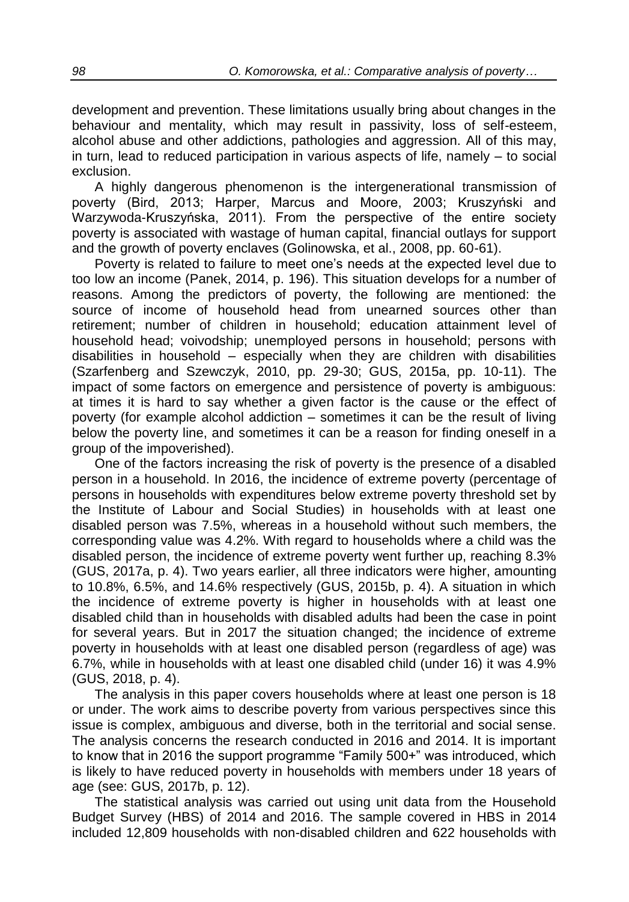development and prevention. These limitations usually bring about changes in the behaviour and mentality, which may result in passivity, loss of self-esteem, alcohol abuse and other addictions, pathologies and aggression. All of this may, in turn, lead to reduced participation in various aspects of life, namely – to social exclusion.

A highly dangerous phenomenon is the intergenerational transmission of poverty (Bird, 2013; Harper, Marcus and Moore, 2003; Kruszyński and Warzywoda-Kruszyńska, 2011). From the perspective of the entire society poverty is associated with wastage of human capital, financial outlays for support and the growth of poverty enclaves (Golinowska, et al., 2008, pp. 60-61).

Poverty is related to failure to meet one's needs at the expected level due to too low an income (Panek, 2014, p. 196). This situation develops for a number of reasons. Among the predictors of poverty, the following are mentioned: the source of income of household head from unearned sources other than retirement; number of children in household; education attainment level of household head; voivodship; unemployed persons in household; persons with disabilities in household – especially when they are children with disabilities (Szarfenberg and Szewczyk, 2010, pp. 29-30; GUS, 2015a, pp. 10-11). The impact of some factors on emergence and persistence of poverty is ambiguous: at times it is hard to say whether a given factor is the cause or the effect of poverty (for example alcohol addiction – sometimes it can be the result of living below the poverty line, and sometimes it can be a reason for finding oneself in a group of the impoverished).

One of the factors increasing the risk of poverty is the presence of a disabled person in a household. In 2016, the incidence of extreme poverty (percentage of persons in households with expenditures below extreme poverty threshold set by the Institute of Labour and Social Studies) in households with at least one disabled person was 7.5%, whereas in a household without such members, the corresponding value was 4.2%. With regard to households where a child was the disabled person, the incidence of extreme poverty went further up, reaching 8.3% (GUS, 2017a, p. 4). Two years earlier, all three indicators were higher, amounting to 10.8%, 6.5%, and 14.6% respectively (GUS, 2015b, p. 4). A situation in which the incidence of extreme poverty is higher in households with at least one disabled child than in households with disabled adults had been the case in point for several years. But in 2017 the situation changed; the incidence of extreme poverty in households with at least one disabled person (regardless of age) was 6.7%, while in households with at least one disabled child (under 16) it was 4.9% (GUS, 2018, p. 4).

The analysis in this paper covers households where at least one person is 18 or under. The work aims to describe poverty from various perspectives since this issue is complex, ambiguous and diverse, both in the territorial and social sense. The analysis concerns the research conducted in 2016 and 2014. It is important to know that in 2016 the support programme "Family 500+" was introduced, which is likely to have reduced poverty in households with members under 18 years of age (see: GUS, 2017b, p. 12).

The statistical analysis was carried out using unit data from the Household Budget Survey (HBS) of 2014 and 2016. The sample covered in HBS in 2014 included 12,809 households with non-disabled children and 622 households with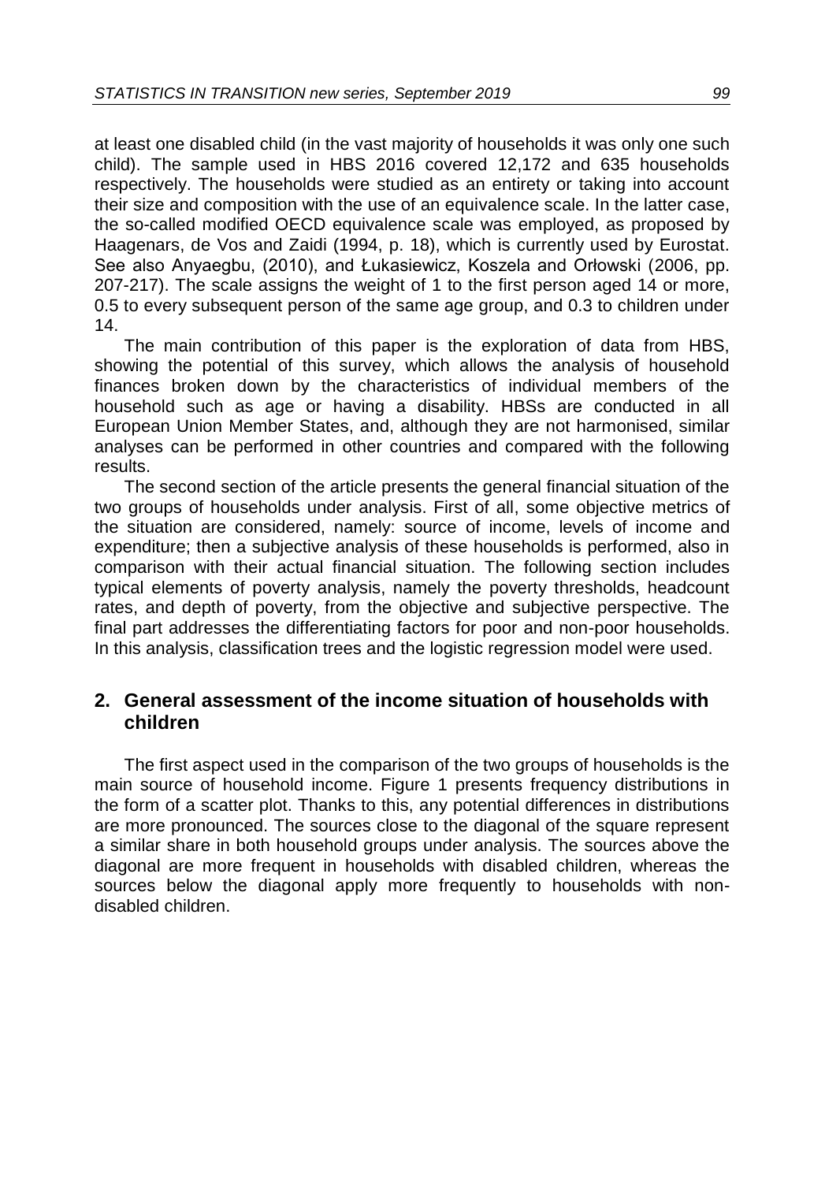at least one disabled child (in the vast majority of households it was only one such child). The sample used in HBS 2016 covered 12,172 and 635 households respectively. The households were studied as an entirety or taking into account their size and composition with the use of an equivalence scale. In the latter case, the so-called modified OECD equivalence scale was employed, as proposed by Haagenars, de Vos and Zaidi (1994, p. 18), which is currently used by Eurostat. See also Anyaegbu, (2010), and Łukasiewicz, Koszela and Orłowski (2006, pp. 207-217). The scale assigns the weight of 1 to the first person aged 14 or more, 0.5 to every subsequent person of the same age group, and 0.3 to children under 14.

The main contribution of this paper is the exploration of data from HBS, showing the potential of this survey, which allows the analysis of household finances broken down by the characteristics of individual members of the household such as age or having a disability. HBSs are conducted in all European Union Member States, and, although they are not harmonised, similar analyses can be performed in other countries and compared with the following results.

The second section of the article presents the general financial situation of the two groups of households under analysis. First of all, some objective metrics of the situation are considered, namely: source of income, levels of income and expenditure; then a subjective analysis of these households is performed, also in comparison with their actual financial situation. The following section includes typical elements of poverty analysis, namely the poverty thresholds, headcount rates, and depth of poverty, from the objective and subjective perspective. The final part addresses the differentiating factors for poor and non-poor households. In this analysis, classification trees and the logistic regression model were used.

## 2. General assessment of the income situation of households with children

The first aspect used in the comparison of the two groups of households is the main source of household income. Figure 1 presents frequency distributions in the form of a scatter plot. Thanks to this, any potential differences in distributions are more pronounced. The sources close to the diagonal of the square represent a similar share in both household groups under analysis. The sources above the diagonal are more frequent in households with disabled children, whereas the sources below the diagonal apply more frequently to households with non-disabled children.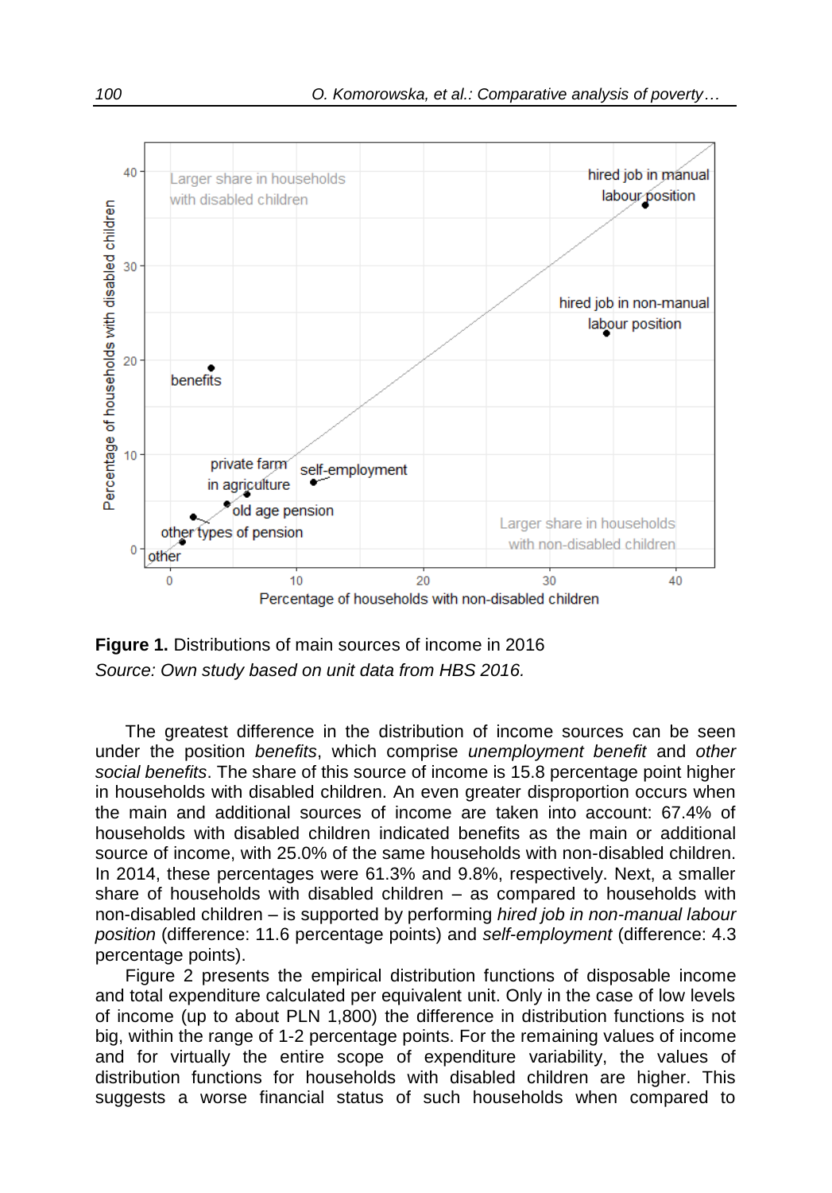**Figure 1.** Distributions of main sources of income in 2016

*Source: Own study based on unit data from HBS 2016.*

The greatest difference in the distribution of income sources can be seen under the position *benefits*, which comprise *unemployment benefit* and *other social benefits*. The share of this source of income is 15.8 percentage point higher in households with disabled children. An even greater disproportion occurs when the main and additional sources of income are taken into account: 67.4% of households with disabled children indicated benefits as the main or additional source of income, with 25.0% of the same households with non-disabled children. In 2014, these percentages were 61.3% and 9.8%, respectively. Next, a smaller share of households with disabled children – as compared to households with non-disabled children – is supported by performing *hired job in non-manual labour position* (difference: 11.6 percentage points) and *self-employment* (difference: 4.3 percentage points).

Figure 2 presents the empirical distribution functions of disposable income and total expenditure calculated per equivalent unit. Only in the case of low levels of income (up to about PLN 1,800) the difference in distribution functions is not big, within the range of 1-2 percentage points. For the remaining values of income and for virtually the entire scope of expenditure variability, the values of distribution functions for households with disabled children are higher. This suggests a worse financial status of such households when compared to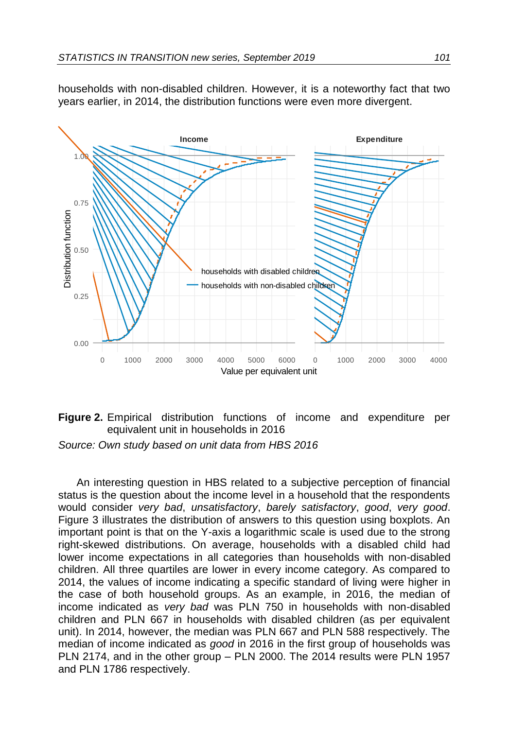households with non-disabled children. However, it is a noteworthy fact that two years earlier, in 2014, the distribution functions were even more divergent.

**Figure 2.** Empirical distribution functions of income and expenditure per equivalent unit in households in 2016

*Source: Own study based on unit data from HBS 2016*

An interesting question in HBS related to a subjective perception of financial status is the question about the income level in a household that the respondents would consider *very bad*, *unsatisfactory*, *barely satisfactory*, *good*, *very good*. Figure 3 illustrates the distribution of answers to this question using boxplots. An important point is that on the Y-axis a logarithmic scale is used due to the strong right-skewed distributions. On average, households with a disabled child had lower income expectations in all categories than households with non-disabled children. All three quartiles are lower in every income category. As compared to 2014, the values of income indicating a specific standard of living were higher in the case of both household groups. As an example, in 2016, the median of income indicated as *very bad* was PLN 750 in households with non-disabled children and PLN 667 in households with disabled children (as per equivalent unit). In 2014, however, the median was PLN 667 and PLN 588 respectively. The median of income indicated as *good* in 2016 in the first group of households was PLN 2174, and in the other group – PLN 2000. The 2014 results were PLN 1957 and PLN 1786 respectively.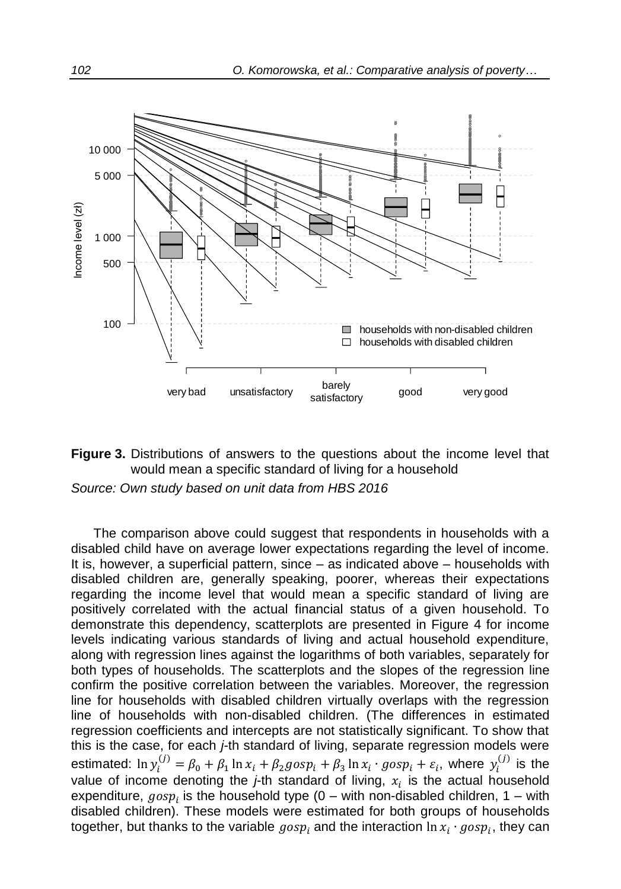**Figure 3.** Distributions of answers to the questions about the income level that would mean a specific standard of living for a household

*Source: Own study based on unit data from HBS 2016*

The comparison above could suggest that respondents in households with a disabled child have on average lower expectations regarding the level of income. It is, however, a superficial pattern, since – as indicated above – households with disabled children are, generally speaking, poorer, whereas their expectations regarding the income level that would mean a specific standard of living are positively correlated with the actual financial status of a given household. To demonstrate this dependency, scatterplots are presented in Figure 4 for income levels indicating various standards of living and actual household expenditure, along with regression lines against the logarithms of both variables, separately for both types of households. The scatterplots and the slopes of the regression line confirm the positive correlation between the variables. Moreover, the regression line for households with disabled children virtually overlaps with the regression line of households with non-disabled children. (The differences in estimated regression coefficients and intercepts are not statistically significant. To show that this is the case, for each *j*-th standard of living, separate regression models were estimated: $\ln y_i^{(j)} = \beta_0 + \beta_1 \ln x_i + \beta_2 gosp_i + \beta_3 \ln x_i \cdot gosp_i + \varepsilon_i$, where $y_i^{(j)}$ is the value of income denoting the *j*-th standard of living, $x_i$ is the actual household expenditure, $gosp_i$ is the household type (0 – with non-disabled children, 1 – with disabled children). These models were estimated for both groups of households together, but thanks to the variable $gosp_i$ and the interaction $\ln x_i \cdot gosp_i$, they can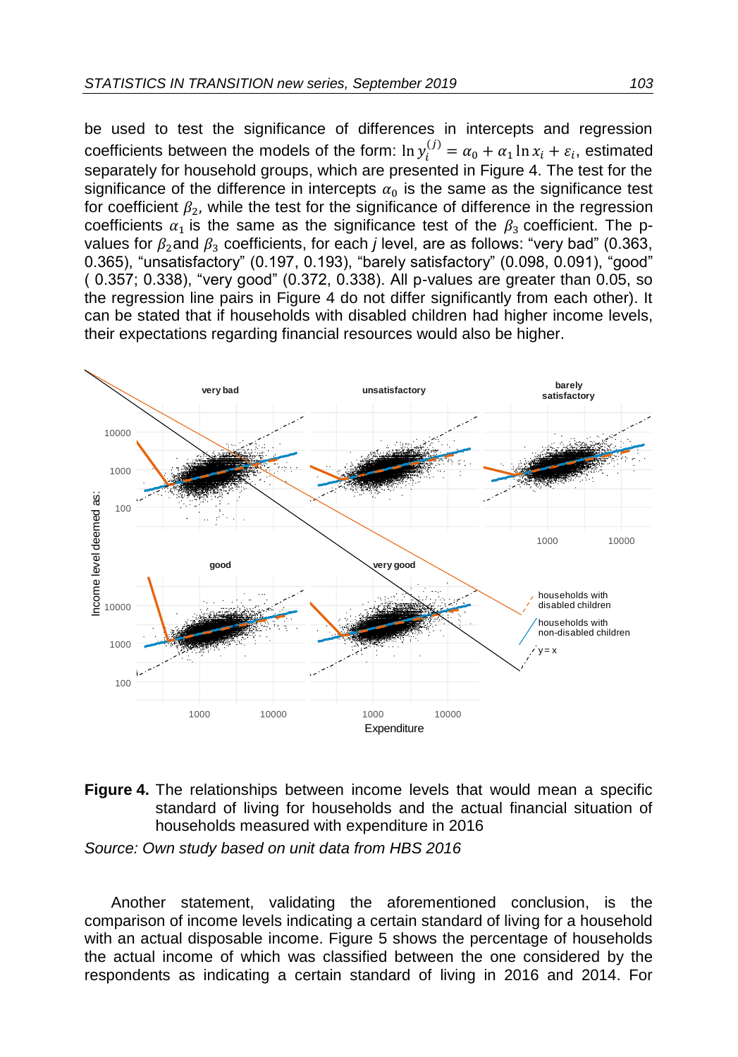be used to test the significance of differences in intercepts and regression coefficients between the models of the form: $\ln y_i^{(j)} = \alpha_0 + \alpha_1 \ln x_i + \varepsilon_i$, estimated separately for household groups, which are presented in Figure 4. The test for the significance of the difference in intercepts $\alpha_0$ is the same as the significance test for coefficient $\beta_2$, while the test for the significance of difference in the regression coefficients $\alpha_1$ is the same as the significance test of the $\beta_3$ coefficient. The p-values for $\beta_2$ and $\beta_3$ coefficients, for each *j* level, are as follows: "very bad" (0.363, 0.365), "unsatisfactory" (0.197, 0.193), "barely satisfactory" (0.098, 0.091), "good" ( 0.357; 0.338), "very good" (0.372, 0.338). All p-values are greater than 0.05, so the regression line pairs in Figure 4 do not differ significantly from each other). It can be stated that if households with disabled children had higher income levels, their expectations regarding financial resources would also be higher.

**Figure 4.** The relationships between income levels that would mean a specific standard of living for households and the actual financial situation of households measured with expenditure in 2016

*Source: Own study based on unit data from HBS 2016*

Another statement, validating the aforementioned conclusion, is the comparison of income levels indicating a certain standard of living for a household with an actual disposable income. Figure 5 shows the percentage of households the actual income of which was classified between the one considered by the respondents as indicating a certain standard of living in 2016 and 2014. For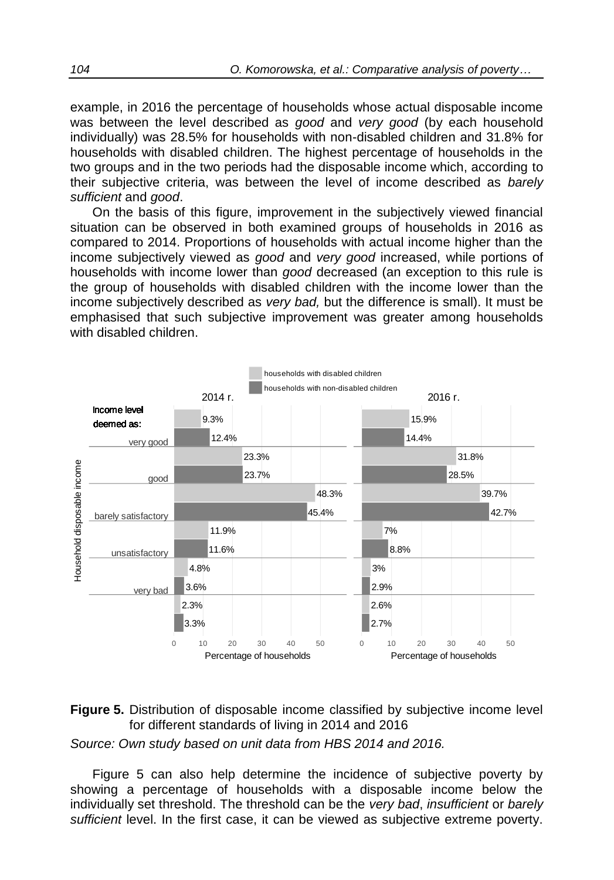example, in 2016 the percentage of households whose actual disposable income was between the level described as *good* and *very good* (by each household individually) was 28.5% for households with non-disabled children and 31.8% for households with disabled children. The highest percentage of households in the two groups and in the two periods had the disposable income which, according to their subjective criteria, was between the level of income described as *barely sufficient* and *good*.

On the basis of this figure, improvement in the subjectively viewed financial situation can be observed in both examined groups of households in 2016 as compared to 2014. Proportions of households with actual income higher than the income subjectively viewed as *good* and *very good* increased, while portions of households with income lower than *good* decreased (an exception to this rule is the group of households with disabled children with the income lower than the income subjectively described as *very bad,* but the difference is small). It must be emphasised that such subjective improvement was greater among households with disabled children.

**Figure 5.** Distribution of disposable income classified by subjective income level for different standards of living in 2014 and 2016

*Source: Own study based on unit data from HBS 2014 and 2016.*

Figure 5 can also help determine the incidence of subjective poverty by showing a percentage of households with a disposable income below the individually set threshold. The threshold can be the *very bad*, *insufficient* or *barely sufficient* level. In the first case, it can be viewed as subjective extreme poverty.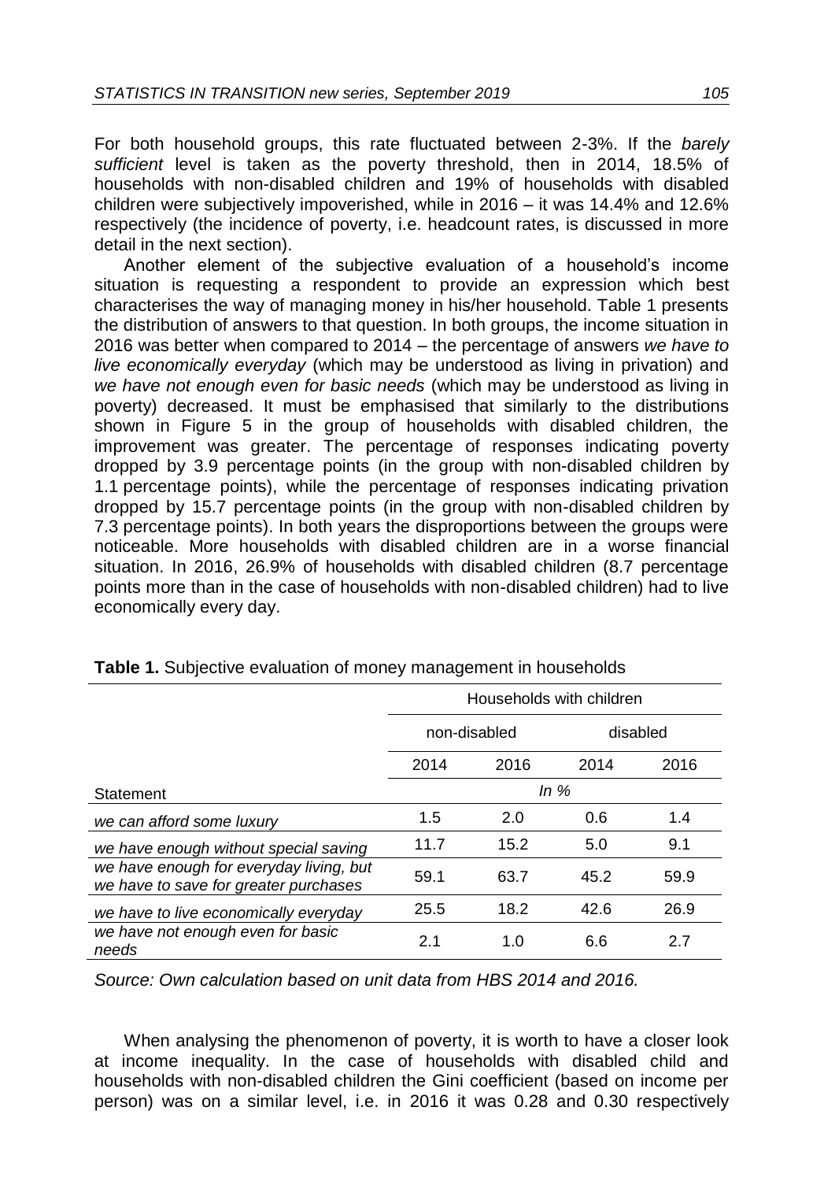For both household groups, this rate fluctuated between 2-3%. If the *barely sufficient* level is taken as the poverty threshold, then in 2014, 18.5% of households with non-disabled children and 19% of households with disabled children were subjectively impoverished, while in 2016 – it was 14.4% and 12.6% respectively (the incidence of poverty, i.e. headcount rates, is discussed in more detail in the next section).

Another element of the subjective evaluation of a household's income situation is requesting a respondent to provide an expression which best characterises the way of managing money in his/her household. Table 1 presents the distribution of answers to that question. In both groups, the income situation in 2016 was better when compared to 2014 – the percentage of answers *we have to live economically everyday* (which may be understood as living in privation) and *we have not enough even for basic needs* (which may be understood as living in poverty) decreased. It must be emphasised that similarly to the distributions shown in Figure 5 in the group of households with disabled children, the improvement was greater. The percentage of responses indicating poverty dropped by 3.9 percentage points (in the group with non-disabled children by 1.1 percentage points), while the percentage of responses indicating privation dropped by 15.7 percentage points (in the group with non-disabled children by 7.3 percentage points). In both years the disproportions between the groups were noticeable. More households with disabled children are in a worse financial situation. In 2016, 26.9% of households with disabled children (8.7 percentage points more than in the case of households with non-disabled children) had to live economically every day.

**Table 1.** Subjective evaluation of money management in households

| | Households with children | | | |
|---|---|---|---|---|
| | non-disabled | | disabled | |
| | 2014 | 2016 | 2014 | 2016 |
| Statement | *In %* | | | |
| *we can afford some luxury* | 1.5 | 2.0 | 0.6 | 1.4 |
| *we have enough without special saving* | 11.7 | 15.2 | 5.0 | 9.1 |
| *we have enough for everyday living, but we have to save for greater purchases* | 59.1 | 63.7 | 45.2 | 59.9 |
| *we have to live economically everyday* | 25.5 | 18.2 | 42.6 | 26.9 |
| *we have not enough even for basic needs* | 2.1 | 1.0 | 6.6 | 2.7 |

*Source: Own calculation based on unit data from HBS 2014 and 2016.*

When analysing the phenomenon of poverty, it is worth to have a closer look at income inequality. In the case of households with disabled child and households with non-disabled children the Gini coefficient (based on income per person) was on a similar level, i.e. in 2016 it was 0.28 and 0.30 respectively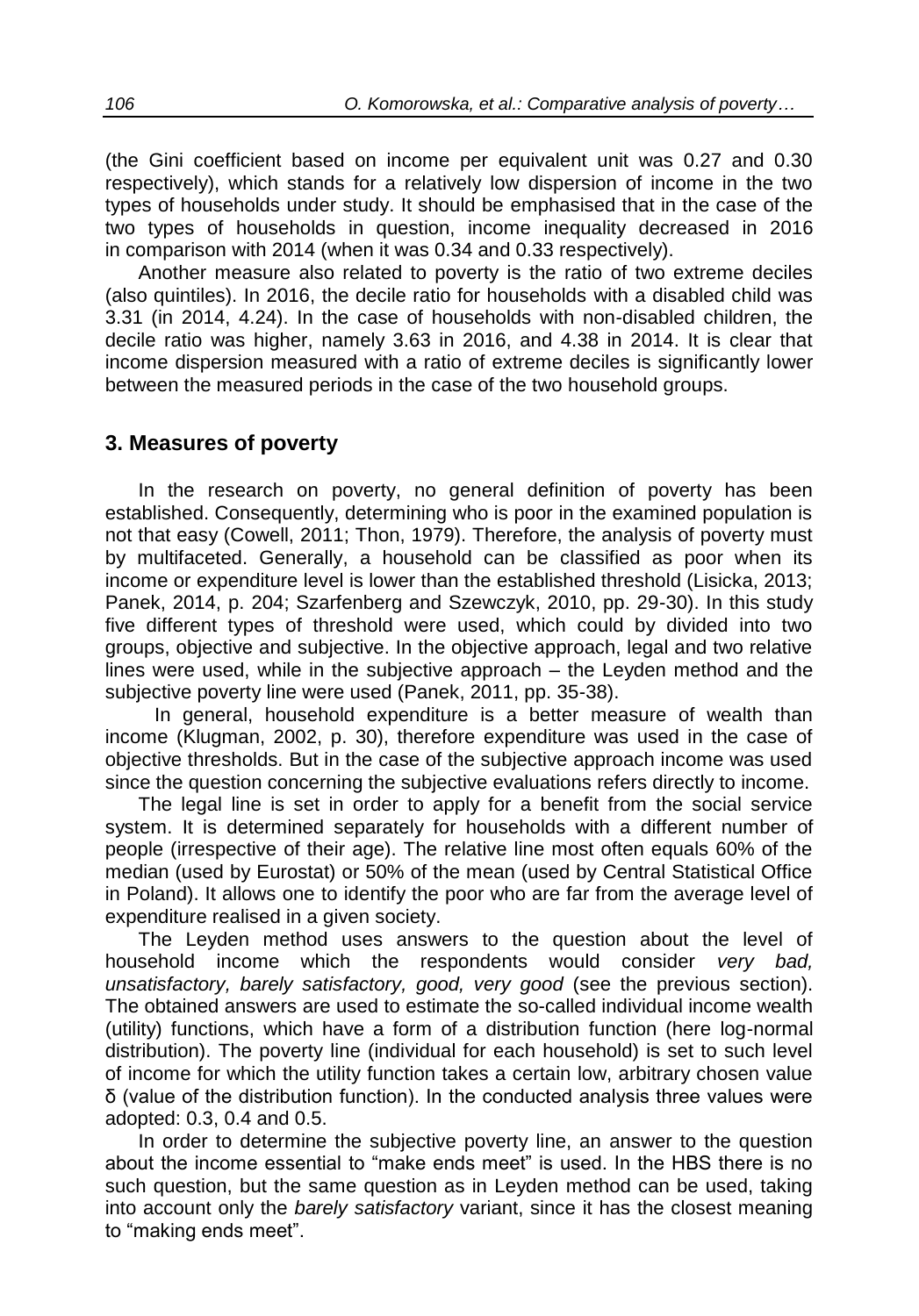(the Gini coefficient based on income per equivalent unit was 0.27 and 0.30 respectively), which stands for a relatively low dispersion of income in the two types of households under study. It should be emphasised that in the case of the two types of households in question, income inequality decreased in 2016 in comparison with 2014 (when it was 0.34 and 0.33 respectively).

Another measure also related to poverty is the ratio of two extreme deciles (also quintiles). In 2016, the decile ratio for households with a disabled child was 3.31 (in 2014, 4.24). In the case of households with non-disabled children, the decile ratio was higher, namely 3.63 in 2016, and 4.38 in 2014. It is clear that income dispersion measured with a ratio of extreme deciles is significantly lower between the measured periods in the case of the two household groups.

## 3. Measures of poverty

In the research on poverty, no general definition of poverty has been established. Consequently, determining who is poor in the examined population is not that easy (Cowell, 2011; Thon, 1979). Therefore, the analysis of poverty must by multifaceted. Generally, a household can be classified as poor when its income or expenditure level is lower than the established threshold (Lisicka, 2013; Panek, 2014, p. 204; Szarfenberg and Szewczyk, 2010, pp. 29-30). In this study five different types of threshold were used, which could by divided into two groups, objective and subjective. In the objective approach, legal and two relative lines were used, while in the subjective approach – the Leyden method and the subjective poverty line were used (Panek, 2011, pp. 35-38).

In general, household expenditure is a better measure of wealth than income (Klugman, 2002, p. 30), therefore expenditure was used in the case of objective thresholds. But in the case of the subjective approach income was used since the question concerning the subjective evaluations refers directly to income.

The legal line is set in order to apply for a benefit from the social service system. It is determined separately for households with a different number of people (irrespective of their age). The relative line most often equals 60% of the median (used by Eurostat) or 50% of the mean (used by Central Statistical Office in Poland). It allows one to identify the poor who are far from the average level of expenditure realised in a given society.

The Leyden method uses answers to the question about the level of household income which the respondents would consider *very bad, unsatisfactory, barely satisfactory, good, very good* (see the previous section). The obtained answers are used to estimate the so-called individual income wealth (utility) functions, which have a form of a distribution function (here log-normal distribution). The poverty line (individual for each household) is set to such level of income for which the utility function takes a certain low, arbitrary chosen value $\delta$ (value of the distribution function). In the conducted analysis three values were adopted: 0.3, 0.4 and 0.5.

In order to determine the subjective poverty line, an answer to the question about the income essential to "make ends meet" is used. In the HBS there is no such question, but the same question as in Leyden method can be used, taking into account only the *barely satisfactory* variant, since it has the closest meaning to "making ends meet".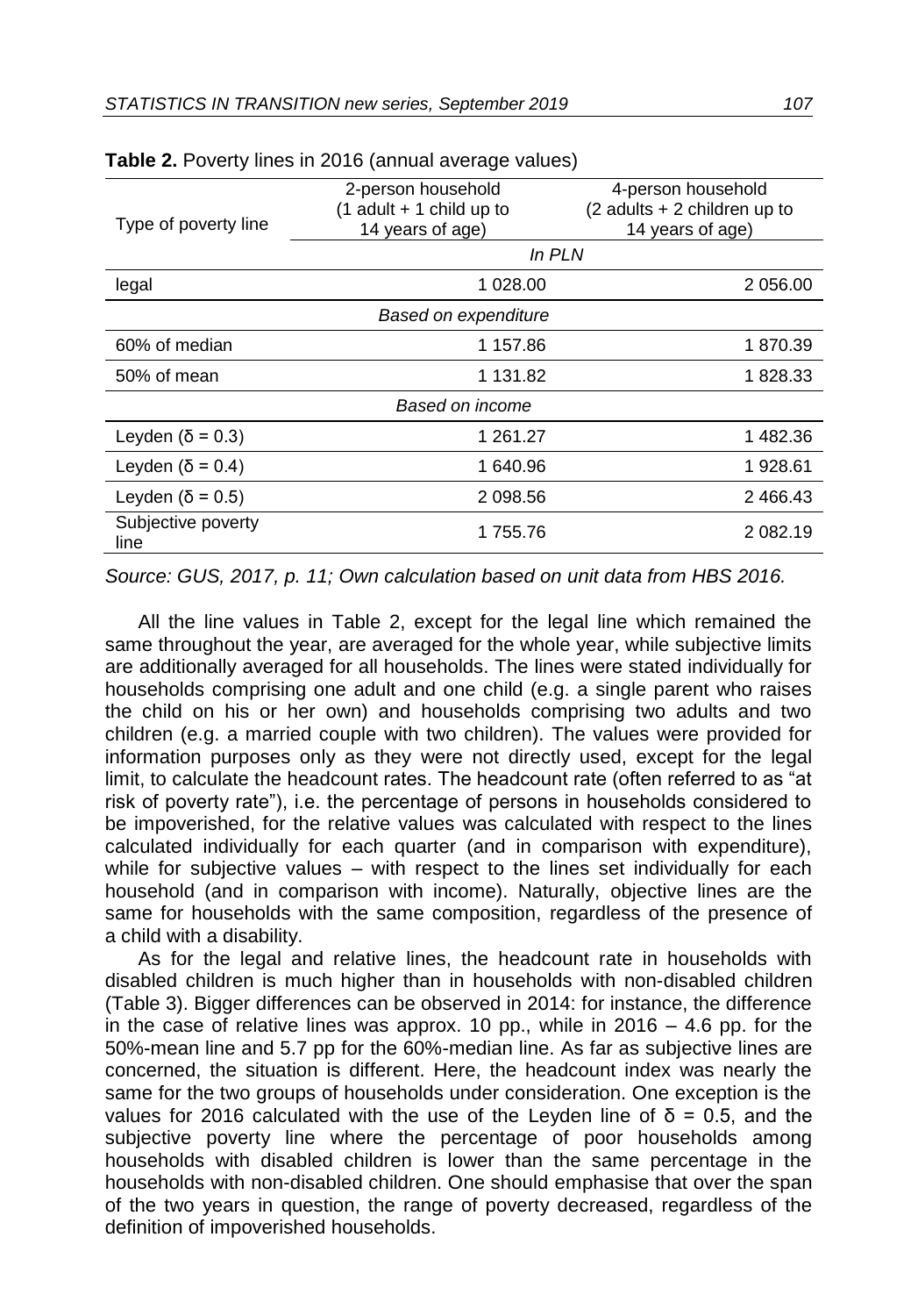**Table 2.** Poverty lines in 2016 (annual average values)

| Type of poverty line | 2-person household (1 adult + 1 child up to 14 years of age) | 4-person household (2 adults + 2 children up to 14 years of age) |
|---|---|---|
| | *In PLN* | |
| legal | 1 028.00 | 2 056.00 |
| *Based on expenditure* | | |
| 60% of median | 1 157.86 | 1 870.39 |
| 50% of mean | 1 131.82 | 1 828.33 |
| *Based on income* | | |
| Leyden (δ = 0.3) | 1 261.27 | 1 482.36 |
| Leyden (δ = 0.4) | 1 640.96 | 1 928.61 |
| Leyden (δ = 0.5) | 2 098.56 | 2 466.43 |
| Subjective poverty line | 1 755.76 | 2 082.19 |

*Source: GUS, 2017, p. 11; Own calculation based on unit data from HBS 2016.*

All the line values in Table 2, except for the legal line which remained the same throughout the year, are averaged for the whole year, while subjective limits are additionally averaged for all households. The lines were stated individually for households comprising one adult and one child (e.g. a single parent who raises the child on his or her own) and households comprising two adults and two children (e.g. a married couple with two children). The values were provided for information purposes only as they were not directly used, except for the legal limit, to calculate the headcount rates. The headcount rate (often referred to as "at risk of poverty rate"), i.e. the percentage of persons in households considered to be impoverished, for the relative values was calculated with respect to the lines calculated individually for each quarter (and in comparison with expenditure), while for subjective values – with respect to the lines set individually for each household (and in comparison with income). Naturally, objective lines are the same for households with the same composition, regardless of the presence of a child with a disability.

As for the legal and relative lines, the headcount rate in households with disabled children is much higher than in households with non-disabled children (Table 3). Bigger differences can be observed in 2014: for instance, the difference in the case of relative lines was approx. 10 pp., while in 2016 – 4.6 pp. for the 50%-mean line and 5.7 pp for the 60%-median line. As far as subjective lines are concerned, the situation is different. Here, the headcount index was nearly the same for the two groups of households under consideration. One exception is the values for 2016 calculated with the use of the Leyden line of δ = 0.5, and the subjective poverty line where the percentage of poor households among households with disabled children is lower than the same percentage in the households with non-disabled children. One should emphasise that over the span of the two years in question, the range of poverty decreased, regardless of the definition of impoverished households.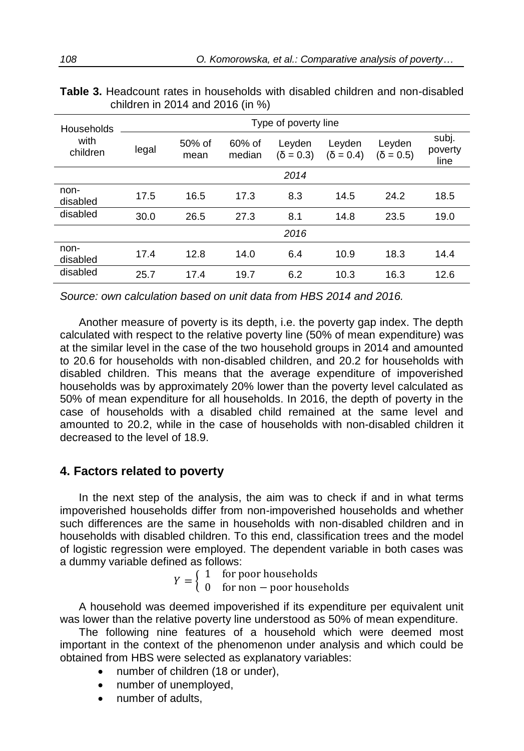**Table 3.** Headcount rates in households with disabled children and non-disabled children in 2014 and 2016 (in %)

| Households with children | Type of poverty line | | | | | | |
|---|---|---|---|---|---|---|---|
| | legal | 50% of mean | 60% of median | Leyden ($\delta = 0.3$) | Leyden ($\delta = 0.4$) | Leyden ($\delta = 0.5$) | subj. poverty line |
| | | | | *2014* | | | |
| non-disabled | 17.5 | 16.5 | 17.3 | 8.3 | 14.5 | 24.2 | 18.5 |
| disabled | 30.0 | 26.5 | 27.3 | 8.1 | 14.8 | 23.5 | 19.0 |
| | | | | *2016* | | | |
| non-disabled | 17.4 | 12.8 | 14.0 | 6.4 | 10.9 | 18.3 | 14.4 |
| disabled | 25.7 | 17.4 | 19.7 | 6.2 | 10.3 | 16.3 | 12.6 |

*Source: own calculation based on unit data from HBS 2014 and 2016.*

Another measure of poverty is its depth, i.e. the poverty gap index. The depth calculated with respect to the relative poverty line (50% of mean expenditure) was at the similar level in the case of the two household groups in 2014 and amounted to 20.6 for households with non-disabled children, and 20.2 for households with disabled children. This means that the average expenditure of impoverished households was by approximately 20% lower than the poverty level calculated as 50% of mean expenditure for all households. In 2016, the depth of poverty in the case of households with a disabled child remained at the same level and amounted to 20.2, while in the case of households with non-disabled children it decreased to the level of 18.9.

## 4. Factors related to poverty

In the next step of the analysis, the aim was to check if and in what terms impoverished households differ from non-impoverished households and whether such differences are the same in households with non-disabled children and in households with disabled children. To this end, classification trees and the model of logistic regression were employed. The dependent variable in both cases was a dummy variable defined as follows:

$$Y = \begin{cases} 1 & \text{for poor households} \\ 0 & \text{for non-poor households} \end{cases}$$

A household was deemed impoverished if its expenditure per equivalent unit was lower than the relative poverty line understood as 50% of mean expenditure.

The following nine features of a household which were deemed most important in the context of the phenomenon under analysis and which could be obtained from HBS were selected as explanatory variables:

- number of children (18 or under),
- number of unemployed,
- number of adults,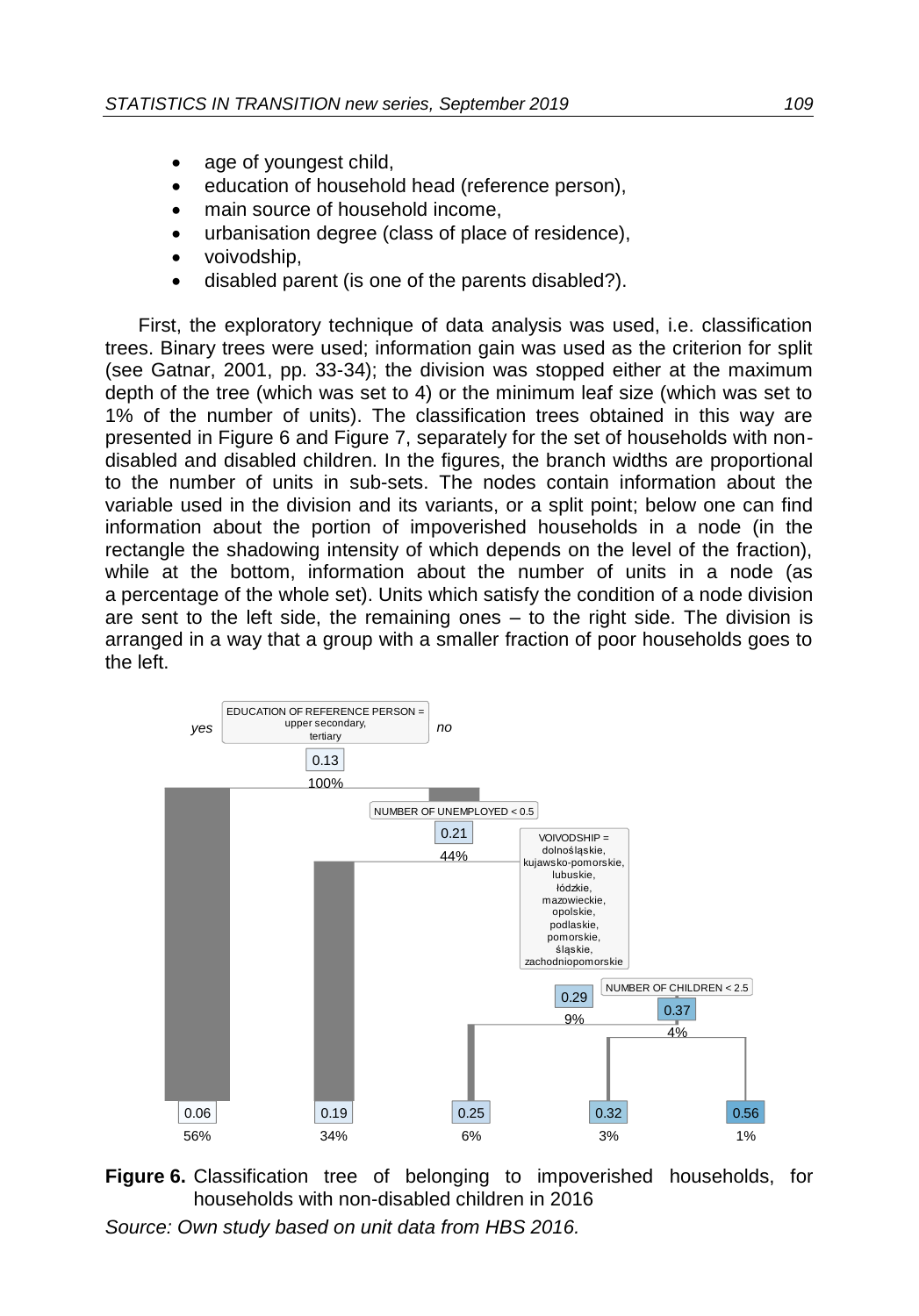- age of youngest child,
- education of household head (reference person),
- main source of household income,
- urbanisation degree (class of place of residence),
- voivodship,
- disabled parent (is one of the parents disabled?).

First, the exploratory technique of data analysis was used, i.e. classification trees. Binary trees were used; information gain was used as the criterion for split (see Gatnar, 2001, pp. 33-34); the division was stopped either at the maximum depth of the tree (which was set to 4) or the minimum leaf size (which was set to 1% of the number of units). The classification trees obtained in this way are presented in Figure 6 and Figure 7, separately for the set of households with non-disabled and disabled children. In the figures, the branch widths are proportional to the number of units in sub-sets. The nodes contain information about the variable used in the division and its variants, or a split point; below one can find information about the portion of impoverished households in a node (in the rectangle the shadowing intensity of which depends on the level of the fraction), while at the bottom, information about the number of units in a node (as a percentage of the whole set). Units which satisfy the condition of a node division are sent to the left side, the remaining ones – to the right side. The division is arranged in a way that a group with a smaller fraction of poor households goes to the left.

EDUCATION OF REFERENCE PERSON = upper secondary, tertiary

yes / no

0.13
100%

NUMBER OF UNEMPLOYED < 0.5

0.21
44%

VOIVODSHIP = dolnośląskie, kujawsko-pomorskie, lubuskie, łódzkie, mazowieckie, opolskie, podlaskie, pomorskie, śląskie, zachodniopomorskie

0.29
9%

NUMBER OF CHILDREN < 2.5

0.37
4%

| 0.06 | 0.19 | 0.25 | 0.32 | 0.56 |
|---|---|---|---|---|
| 56% | 34% | 6% | 3% | 1% |

**Figure 6.** Classification tree of belonging to impoverished households, for households with non-disabled children in 2016

*Source: Own study based on unit data from HBS 2016.*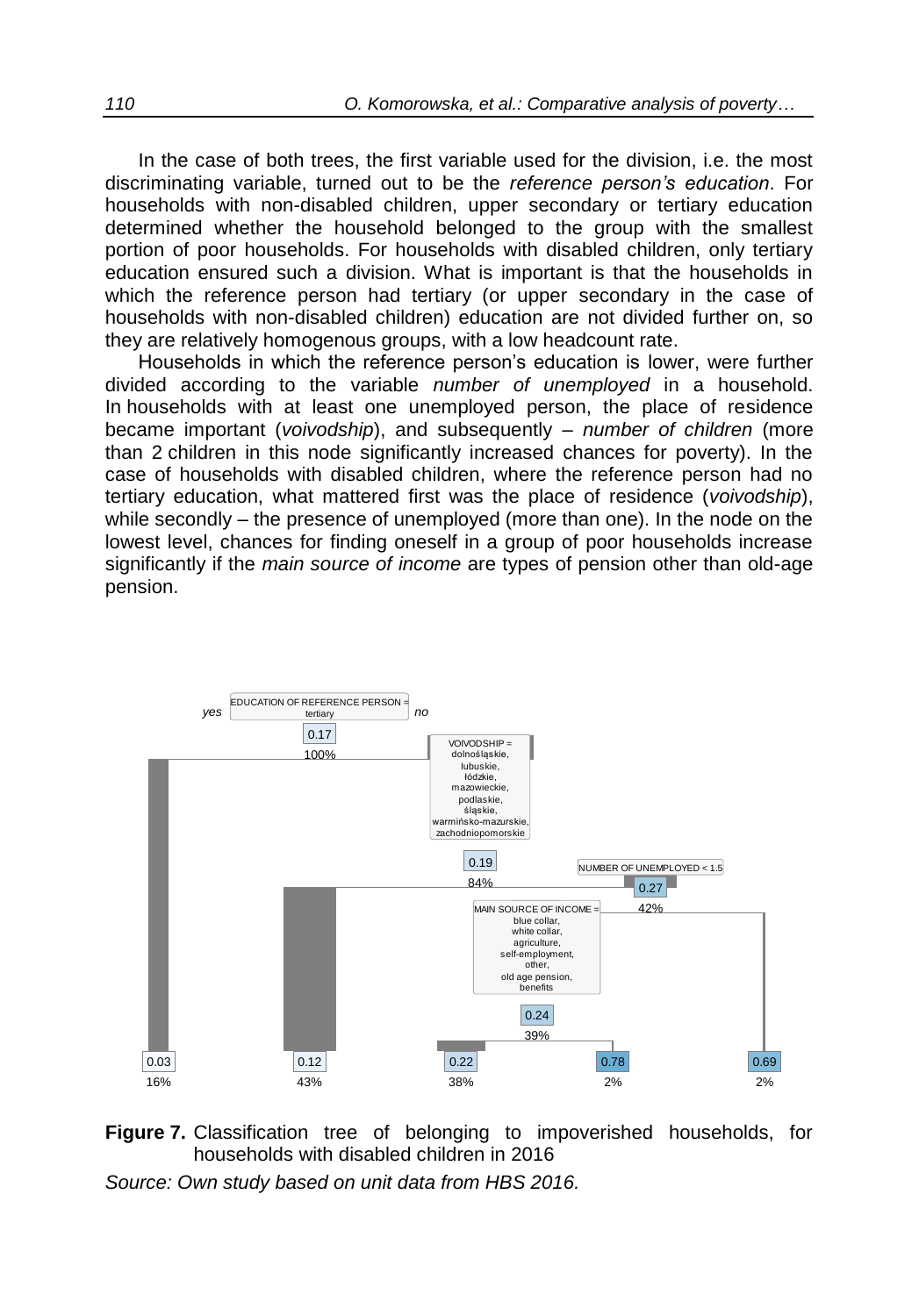In the case of both trees, the first variable used for the division, i.e. the most discriminating variable, turned out to be the *reference person's education*. For households with non-disabled children, upper secondary or tertiary education determined whether the household belonged to the group with the smallest portion of poor households. For households with disabled children, only tertiary education ensured such a division. What is important is that the households in which the reference person had tertiary (or upper secondary in the case of households with non-disabled children) education are not divided further on, so they are relatively homogenous groups, with a low headcount rate.

Households in which the reference person's education is lower, were further divided according to the variable *number of unemployed* in a household. In households with at least one unemployed person, the place of residence became important (*voivodship*), and subsequently – *number of children* (more than 2 children in this node significantly increased chances for poverty). In the case of households with disabled children, where the reference person had no tertiary education, what mattered first was the place of residence (*voivodship*), while secondly – the presence of unemployed (more than one). In the node on the lowest level, chances for finding oneself in a group of poor households increase significantly if the *main source of income* are types of pension other than old-age pension.

**Figure 7.** Classification tree of belonging to impoverished households, for households with disabled children in 2016

*Source: Own study based on unit data from HBS 2016.*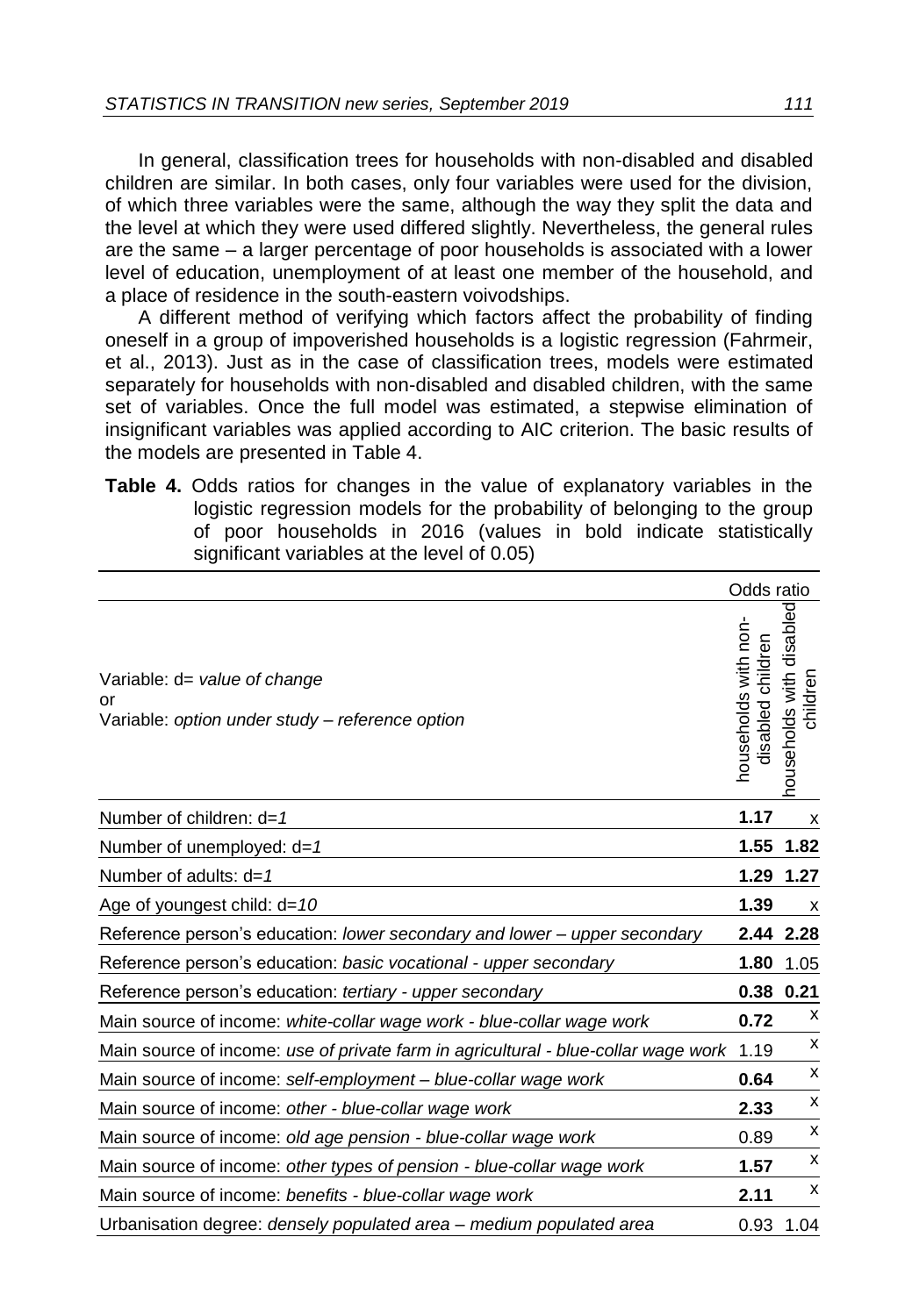In general, classification trees for households with non-disabled and disabled children are similar. In both cases, only four variables were used for the division, of which three variables were the same, although the way they split the data and the level at which they were used differed slightly. Nevertheless, the general rules are the same – a larger percentage of poor households is associated with a lower level of education, unemployment of at least one member of the household, and a place of residence in the south-eastern voivodships.

A different method of verifying which factors affect the probability of finding oneself in a group of impoverished households is a logistic regression (Fahrmeir, et al., 2013). Just as in the case of classification trees, models were estimated separately for households with non-disabled and disabled children, with the same set of variables. Once the full model was estimated, a stepwise elimination of insignificant variables was applied according to AIC criterion. The basic results of the models are presented in Table 4.

**Table 4.** Odds ratios for changes in the value of explanatory variables in the logistic regression models for the probability of belonging to the group of poor households in 2016 (values in bold indicate statistically significant variables at the level of 0.05)

| Variable: d= *value of change* or Variable: *option under study – reference option* | Odds ratio: households with non-disabled children | Odds ratio: households with disabled children |
|---|---|---|
| Number of children: d=*1* | **1.17** | x |
| Number of unemployed: d=*1* | **1.55** | **1.82** |
| Number of adults: d=*1* | **1.29** | **1.27** |
| Age of youngest child: d=*10* | **1.39** | x |
| Reference person's education: *lower secondary and lower – upper secondary* | **2.44** | **2.28** |
| Reference person's education: *basic vocational - upper secondary* | **1.80** | 1.05 |
| Reference person's education: *tertiary - upper secondary* | **0.38** | **0.21** |
| Main source of income: *white-collar wage work - blue-collar wage work* | **0.72** | x |
| Main source of income: *use of private farm in agricultural - blue-collar wage work* | 1.19 | x |
| Main source of income: *self-employment – blue-collar wage work* | **0.64** | x |
| Main source of income: *other - blue-collar wage work* | **2.33** | x |
| Main source of income: *old age pension - blue-collar wage work* | 0.89 | x |
| Main source of income: *other types of pension - blue-collar wage work* | **1.57** | x |
| Main source of income: *benefits - blue-collar wage work* | **2.11** | x |
| Urbanisation degree: *densely populated area – medium populated area* | 0.93 | 1.04 |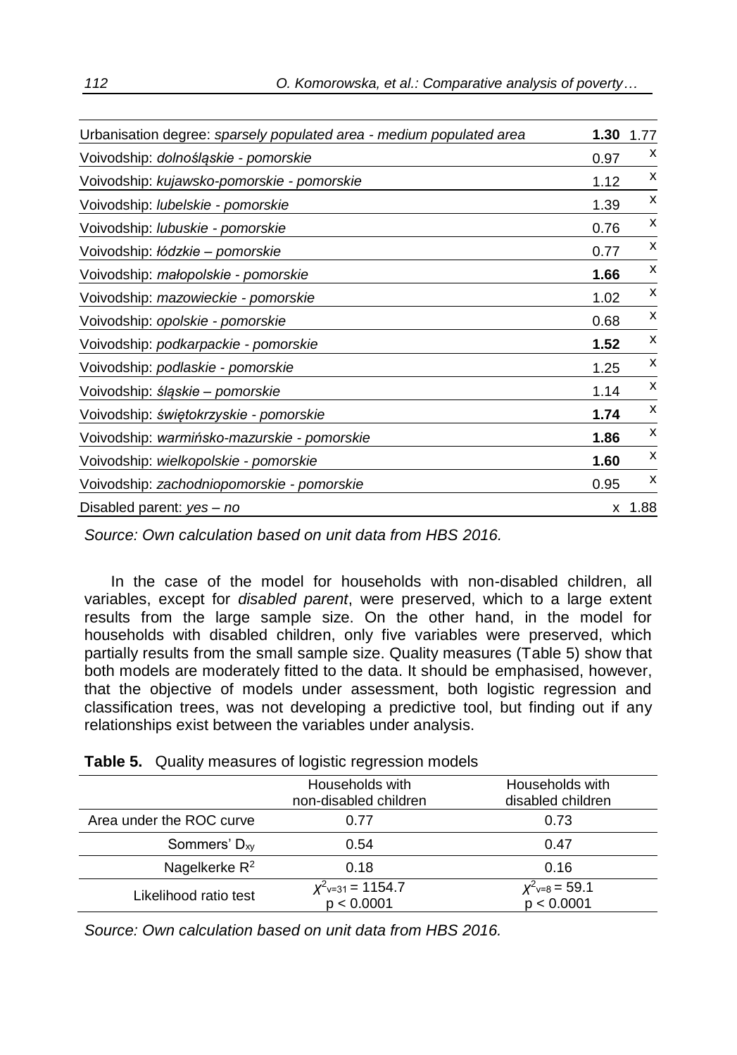| | | |
|---|---|---|
| Urbanisation degree: *sparsely populated area - medium populated area* | **1.30** | 1.77 |
| Voivodship: *dolnośląskie - pomorskie* | 0.97 | x |
| Voivodship: *kujawsko-pomorskie - pomorskie* | 1.12 | x |
| Voivodship: *lubelskie - pomorskie* | 1.39 | x |
| Voivodship: *lubuskie - pomorskie* | 0.76 | x |
| Voivodship: *łódzkie – pomorskie* | 0.77 | x |
| Voivodship: *małopolskie - pomorskie* | **1.66** | x |
| Voivodship: *mazowieckie - pomorskie* | 1.02 | x |
| Voivodship: *opolskie - pomorskie* | 0.68 | x |
| Voivodship: *podkarpackie - pomorskie* | **1.52** | x |
| Voivodship: *podlaskie - pomorskie* | 1.25 | x |
| Voivodship: *śląskie – pomorskie* | 1.14 | x |
| Voivodship: *świętokrzyskie - pomorskie* | **1.74** | x |
| Voivodship: *warmińsko-mazurskie - pomorskie* | **1.86** | x |
| Voivodship: *wielkopolskie - pomorskie* | **1.60** | x |
| Voivodship: *zachodniopomorskie - pomorskie* | 0.95 | x |
| Disabled parent: *yes – no* | x | 1.88 |

*Source: Own calculation based on unit data from HBS 2016.*

In the case of the model for households with non-disabled children, all variables, except for *disabled parent*, were preserved, which to a large extent results from the large sample size. On the other hand, in the model for households with disabled children, only five variables were preserved, which partially results from the small sample size. Quality measures (Table 5) show that both models are moderately fitted to the data. It should be emphasised, however, that the objective of models under assessment, both logistic regression and classification trees, was not developing a predictive tool, but finding out if any relationships exist between the variables under analysis.

**Table 5.** Quality measures of logistic regression models

| | Households with non-disabled children | Households with disabled children |
|---|---|---|
| Area under the ROC curve | 0.77 | 0.73 |
| Sommers' $D_{xy}$ | 0.54 | 0.47 |
| Nagelkerke $R^2$ | 0.18 | 0.16 |
| Likelihood ratio test | $\chi^2_{v=31} = 1154.7$ $p < 0.0001$ | $\chi^2_{v=8} = 59.1$ $p < 0.0001$ |

*Source: Own calculation based on unit data from HBS 2016.*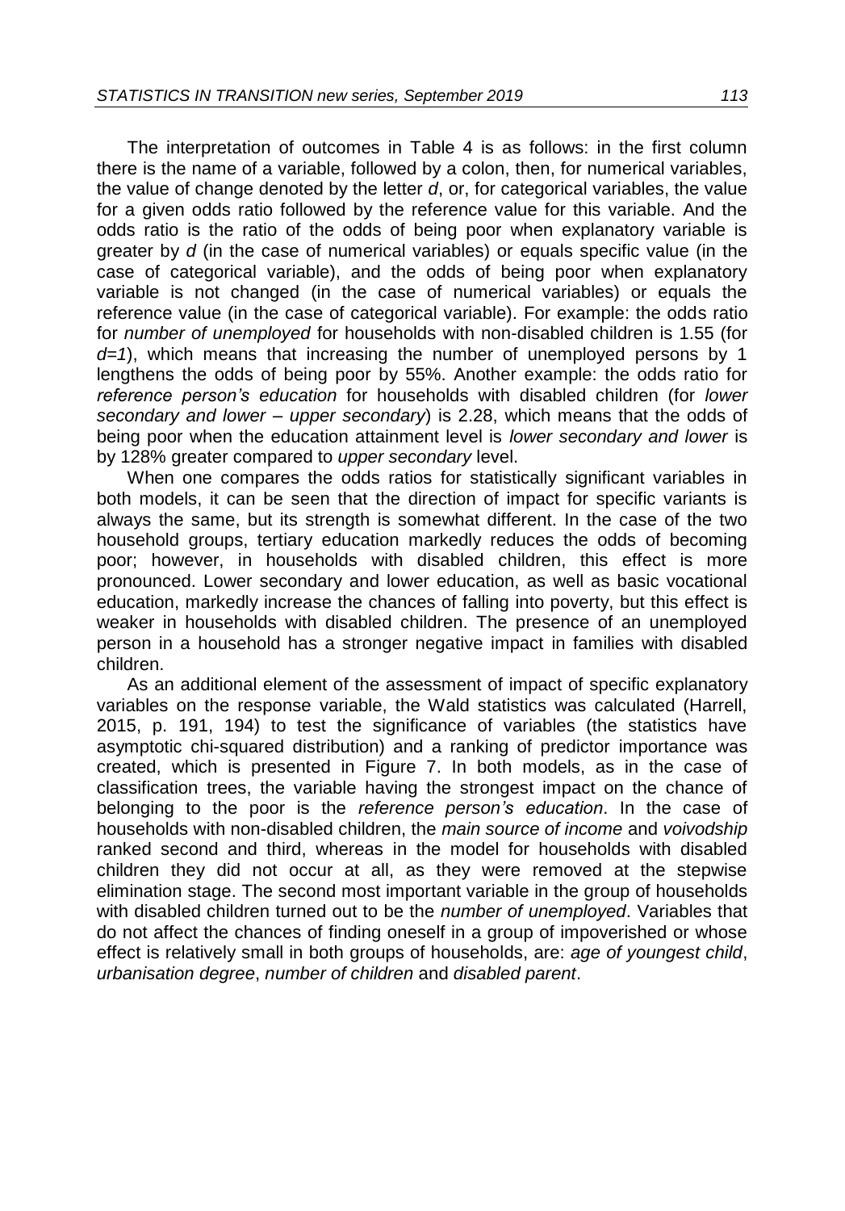The interpretation of outcomes in Table 4 is as follows: in the first column there is the name of a variable, followed by a colon, then, for numerical variables, the value of change denoted by the letter *d*, or, for categorical variables, the value for a given odds ratio followed by the reference value for this variable. And the odds ratio is the ratio of the odds of being poor when explanatory variable is greater by *d* (in the case of numerical variables) or equals specific value (in the case of categorical variable), and the odds of being poor when explanatory variable is not changed (in the case of numerical variables) or equals the reference value (in the case of categorical variable). For example: the odds ratio for *number of unemployed* for households with non-disabled children is 1.55 (for *d=1*), which means that increasing the number of unemployed persons by 1 lengthens the odds of being poor by 55%. Another example: the odds ratio for *reference person's education* for households with disabled children (for *lower secondary and lower – upper secondary*) is 2.28, which means that the odds of being poor when the education attainment level is *lower secondary and lower* is by 128% greater compared to *upper secondary* level.

When one compares the odds ratios for statistically significant variables in both models, it can be seen that the direction of impact for specific variants is always the same, but its strength is somewhat different. In the case of the two household groups, tertiary education markedly reduces the odds of becoming poor; however, in households with disabled children, this effect is more pronounced. Lower secondary and lower education, as well as basic vocational education, markedly increase the chances of falling into poverty, but this effect is weaker in households with disabled children. The presence of an unemployed person in a household has a stronger negative impact in families with disabled children.

As an additional element of the assessment of impact of specific explanatory variables on the response variable, the Wald statistics was calculated (Harrell, 2015, p. 191, 194) to test the significance of variables (the statistics have asymptotic chi-squared distribution) and a ranking of predictor importance was created, which is presented in Figure 7. In both models, as in the case of classification trees, the variable having the strongest impact on the chance of belonging to the poor is the *reference person's education*. In the case of households with non-disabled children, the *main source of income* and *voivodship* ranked second and third, whereas in the model for households with disabled children they did not occur at all, as they were removed at the stepwise elimination stage. The second most important variable in the group of households with disabled children turned out to be the *number of unemployed*. Variables that do not affect the chances of finding oneself in a group of impoverished or whose effect is relatively small in both groups of households, are: *age of youngest child*, *urbanisation degree*, *number of children* and *disabled parent*.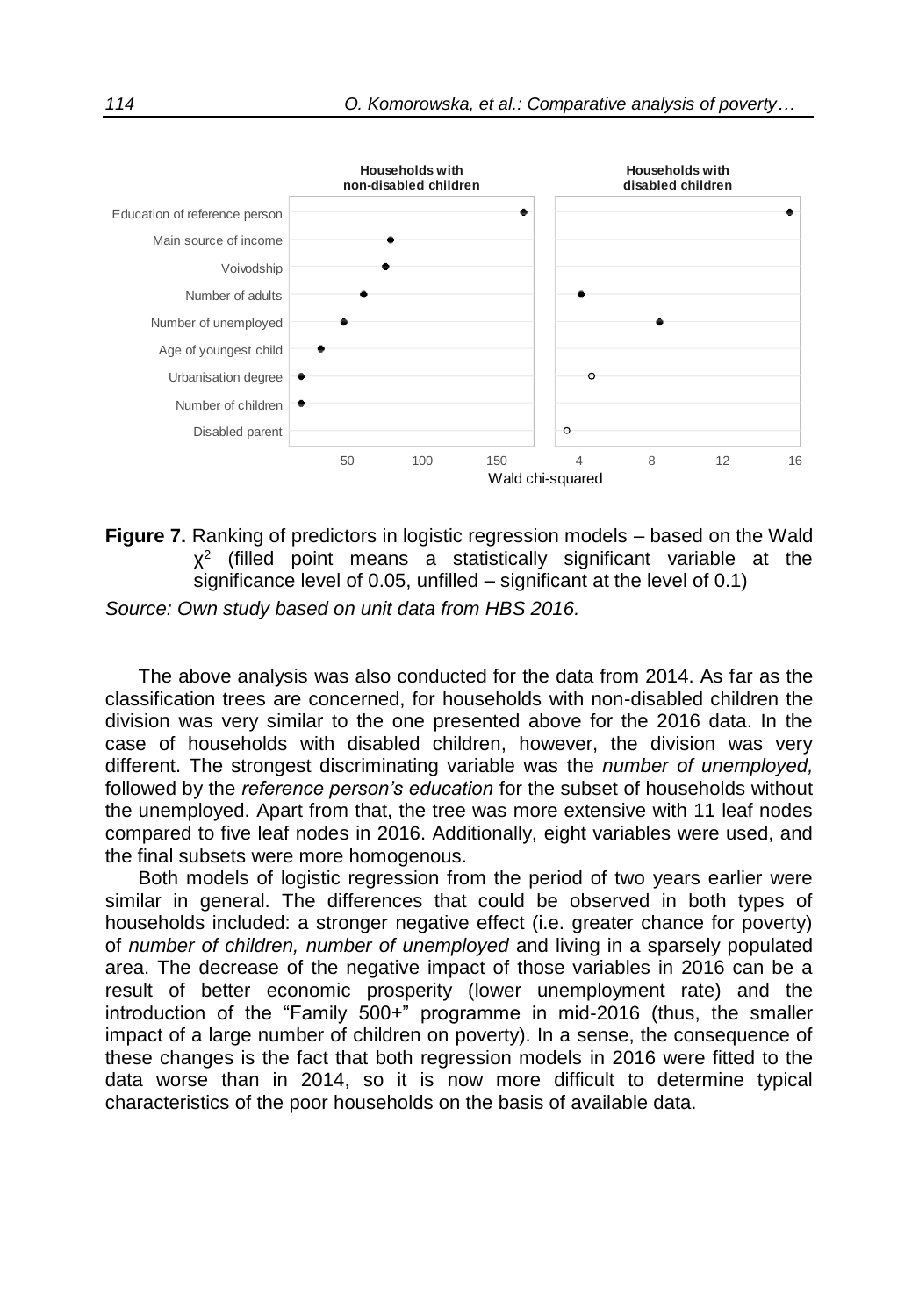**Figure 7.** Ranking of predictors in logistic regression models – based on the Wald $\chi^2$ (filled point means a statistically significant variable at the significance level of 0.05, unfilled – significant at the level of 0.1)

*Source: Own study based on unit data from HBS 2016.*

The above analysis was also conducted for the data from 2014. As far as the classification trees are concerned, for households with non-disabled children the division was very similar to the one presented above for the 2016 data. In the case of households with disabled children, however, the division was very different. The strongest discriminating variable was the *number of unemployed,* followed by the *reference person's education* for the subset of households without the unemployed. Apart from that, the tree was more extensive with 11 leaf nodes compared to five leaf nodes in 2016. Additionally, eight variables were used, and the final subsets were more homogenous.

Both models of logistic regression from the period of two years earlier were similar in general. The differences that could be observed in both types of households included: a stronger negative effect (i.e. greater chance for poverty) of *number of children, number of unemployed* and living in a sparsely populated area. The decrease of the negative impact of those variables in 2016 can be a result of better economic prosperity (lower unemployment rate) and the introduction of the "Family 500+" programme in mid-2016 (thus, the smaller impact of a large number of children on poverty). In a sense, the consequence of these changes is the fact that both regression models in 2016 were fitted to the data worse than in 2014, so it is now more difficult to determine typical characteristics of the poor households on the basis of available data.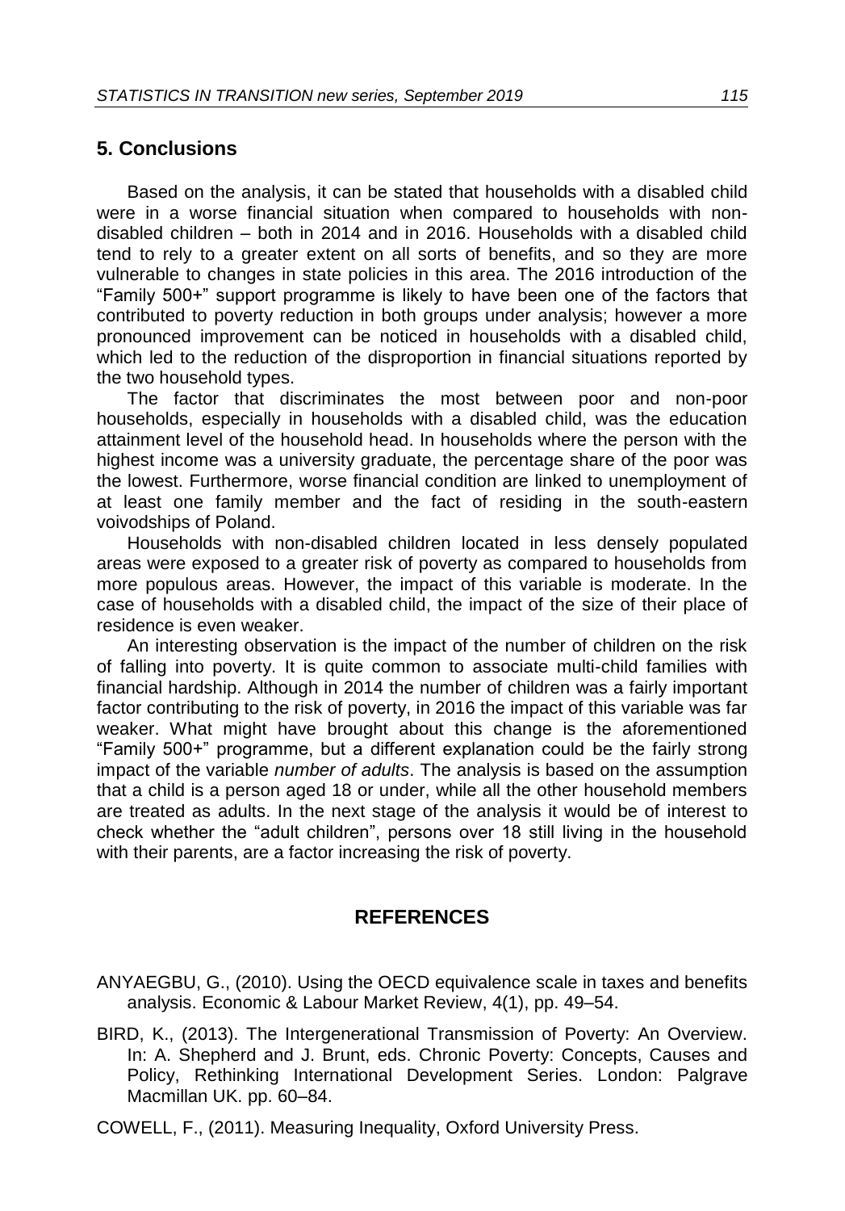## 5. Conclusions

Based on the analysis, it can be stated that households with a disabled child were in a worse financial situation when compared to households with non-disabled children – both in 2014 and in 2016. Households with a disabled child tend to rely to a greater extent on all sorts of benefits, and so they are more vulnerable to changes in state policies in this area. The 2016 introduction of the "Family 500+" support programme is likely to have been one of the factors that contributed to poverty reduction in both groups under analysis; however a more pronounced improvement can be noticed in households with a disabled child, which led to the reduction of the disproportion in financial situations reported by the two household types.

The factor that discriminates the most between poor and non-poor households, especially in households with a disabled child, was the education attainment level of the household head. In households where the person with the highest income was a university graduate, the percentage share of the poor was the lowest. Furthermore, worse financial condition are linked to unemployment of at least one family member and the fact of residing in the south-eastern voivodships of Poland.

Households with non-disabled children located in less densely populated areas were exposed to a greater risk of poverty as compared to households from more populous areas. However, the impact of this variable is moderate. In the case of households with a disabled child, the impact of the size of their place of residence is even weaker.

An interesting observation is the impact of the number of children on the risk of falling into poverty. It is quite common to associate multi-child families with financial hardship. Although in 2014 the number of children was a fairly important factor contributing to the risk of poverty, in 2016 the impact of this variable was far weaker. What might have brought about this change is the aforementioned "Family 500+" programme, but a different explanation could be the fairly strong impact of the variable *number of adults*. The analysis is based on the assumption that a child is a person aged 18 or under, while all the other household members are treated as adults. In the next stage of the analysis it would be of interest to check whether the "adult children", persons over 18 still living in the household with their parents, are a factor increasing the risk of poverty.

## REFERENCES

ANYAEGBU, G., (2010). Using the OECD equivalence scale in taxes and benefits analysis. Economic & Labour Market Review, 4(1), pp. 49–54.

BIRD, K., (2013). The Intergenerational Transmission of Poverty: An Overview. In: A. Shepherd and J. Brunt, eds. Chronic Poverty: Concepts, Causes and Policy, Rethinking International Development Series. London: Palgrave Macmillan UK. pp. 60–84.

COWELL, F., (2011). Measuring Inequality, Oxford University Press.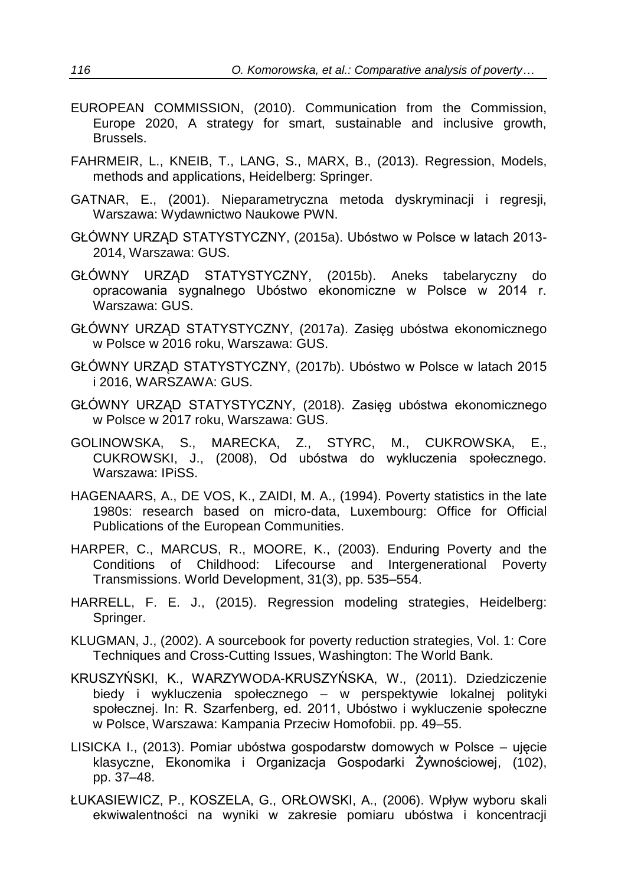EUROPEAN COMMISSION, (2010). Communication from the Commission, Europe 2020, A strategy for smart, sustainable and inclusive growth, Brussels.

FAHRMEIR, L., KNEIB, T., LANG, S., MARX, B., (2013). Regression, Models, methods and applications, Heidelberg: Springer.

GATNAR, E., (2001). Nieparametryczna metoda dyskryminacji i regresji, Warszawa: Wydawnictwo Naukowe PWN.

GŁÓWNY URZĄD STATYSTYCZNY, (2015a). Ubóstwo w Polsce w latach 2013-2014, Warszawa: GUS.

GŁÓWNY URZĄD STATYSTYCZNY, (2015b). Aneks tabelaryczny do opracowania sygnalnego Ubóstwo ekonomiczne w Polsce w 2014 r. Warszawa: GUS.

GŁÓWNY URZĄD STATYSTYCZNY, (2017a). Zasięg ubóstwa ekonomicznego w Polsce w 2016 roku, Warszawa: GUS.

GŁÓWNY URZĄD STATYSTYCZNY, (2017b). Ubóstwo w Polsce w latach 2015 i 2016, WARSZAWA: GUS.

GŁÓWNY URZĄD STATYSTYCZNY, (2018). Zasięg ubóstwa ekonomicznego w Polsce w 2017 roku, Warszawa: GUS.

GOLINOWSKA, S., MARECKA, Z., STYRC, M., CUKROWSKA, E., CUKROWSKI, J., (2008), Od ubóstwa do wykluczenia społecznego. Warszawa: IPiSS.

HAGENAARS, A., DE VOS, K., ZAIDI, M. A., (1994). Poverty statistics in the late 1980s: research based on micro-data, Luxembourg: Office for Official Publications of the European Communities.

HARPER, C., MARCUS, R., MOORE, K., (2003). Enduring Poverty and the Conditions of Childhood: Lifecourse and Intergenerational Poverty Transmissions. World Development, 31(3), pp. 535–554.

HARRELL, F. E. J., (2015). Regression modeling strategies, Heidelberg: Springer.

KLUGMAN, J., (2002). A sourcebook for poverty reduction strategies, Vol. 1: Core Techniques and Cross-Cutting Issues, Washington: The World Bank.

KRUSZYŃSKI, K., WARZYWODA-KRUSZYŃSKA, W., (2011). Dziedziczenie biedy i wykluczenia społecznego – w perspektywie lokalnej polityki społecznej. In: R. Szarfenberg, ed. 2011, Ubóstwo i wykluczenie społeczne w Polsce, Warszawa: Kampania Przeciw Homofobii. pp. 49–55.

LISICKA I., (2013). Pomiar ubóstwa gospodarstw domowych w Polsce – ujęcie klasyczne, Ekonomika i Organizacja Gospodarki Żywnościowej, (102), pp. 37–48.

ŁUKASIEWICZ, P., KOSZELA, G., ORŁOWSKI, A., (2006). Wpływ wyboru skali ekwiwalentności na wyniki w zakresie pomiaru ubóstwa i koncentracji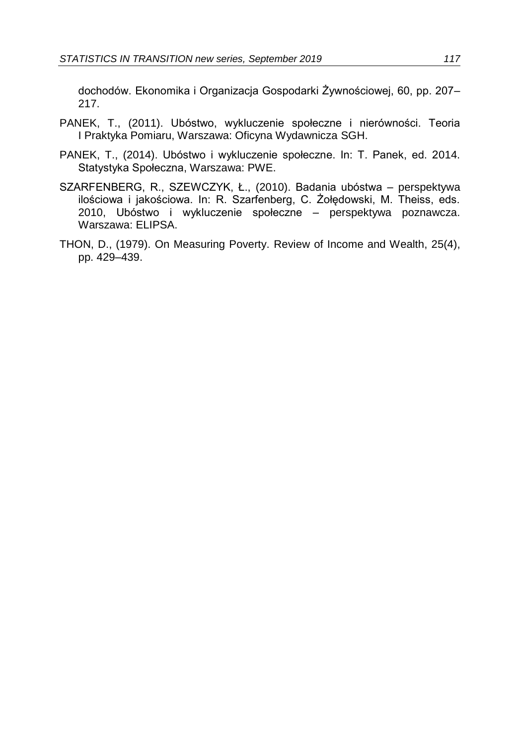dochodów. Ekonomika i Organizacja Gospodarki Żywnościowej, 60, pp. 207–217.

PANEK, T., (2011). Ubóstwo, wykluczenie społeczne i nierówności. Teoria I Praktyka Pomiaru, Warszawa: Oficyna Wydawnicza SGH.

PANEK, T., (2014). Ubóstwo i wykluczenie społeczne. In: T. Panek, ed. 2014. Statystyka Społeczna, Warszawa: PWE.

SZARFENBERG, R., SZEWCZYK, Ł., (2010). Badania ubóstwa – perspektywa ilościowa i jakościowa. In: R. Szarfenberg, C. Żołędowski, M. Theiss, eds. 2010, Ubóstwo i wykluczenie społeczne – perspektywa poznawcza. Warszawa: ELIPSA.

THON, D., (1979). On Measuring Poverty. Review of Income and Wealth, 25(4), pp. 429–439.